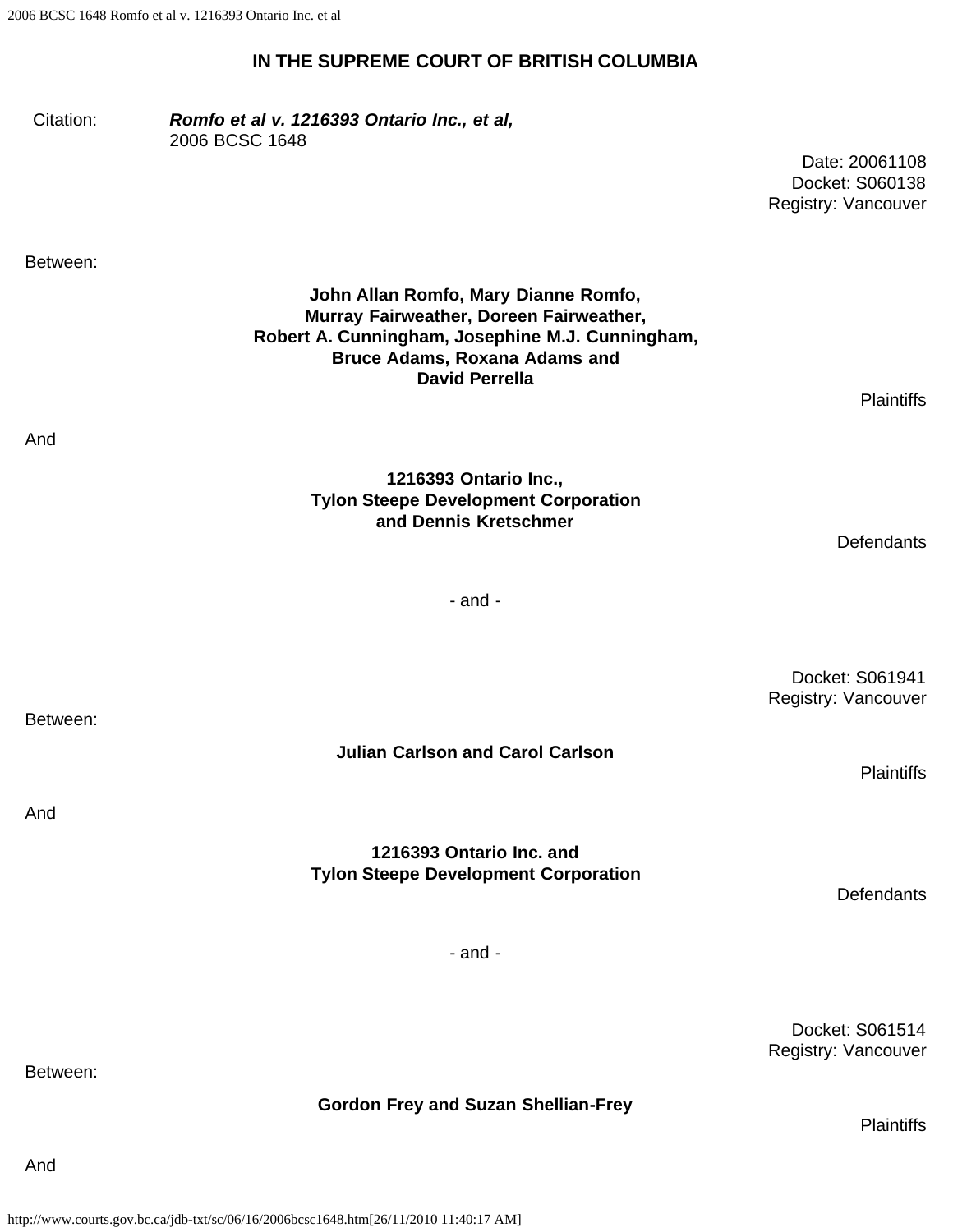## IN THE SUPREME COURT OF BRITISH COLUMBIA

Citation: ***Romfo et al v. 1216393 Ontario Inc., et al,***
2006 BCSC 1648

Date: 20061108
Docket: S060138
Registry: Vancouver

Between:

**John Allan Romfo, Mary Dianne Romfo,**
**Murray Fairweather, Doreen Fairweather,**
**Robert A. Cunningham, Josephine M.J. Cunningham,**
**Bruce Adams, Roxana Adams and**
**David Perrella**

Plaintiffs

And

**1216393 Ontario Inc.,**
**Tylon Steepe Development Corporation**
**and Dennis Kretschmer**

Defendants

\- and -

Docket: S061941
Registry: Vancouver

Between:

**Julian Carlson and Carol Carlson**

Plaintiffs

And

**1216393 Ontario Inc. and**
**Tylon Steepe Development Corporation**

Defendants

\- and -

Docket: S061514
Registry: Vancouver

Between:

**Gordon Frey and Suzan Shellian-Frey**

Plaintiffs

And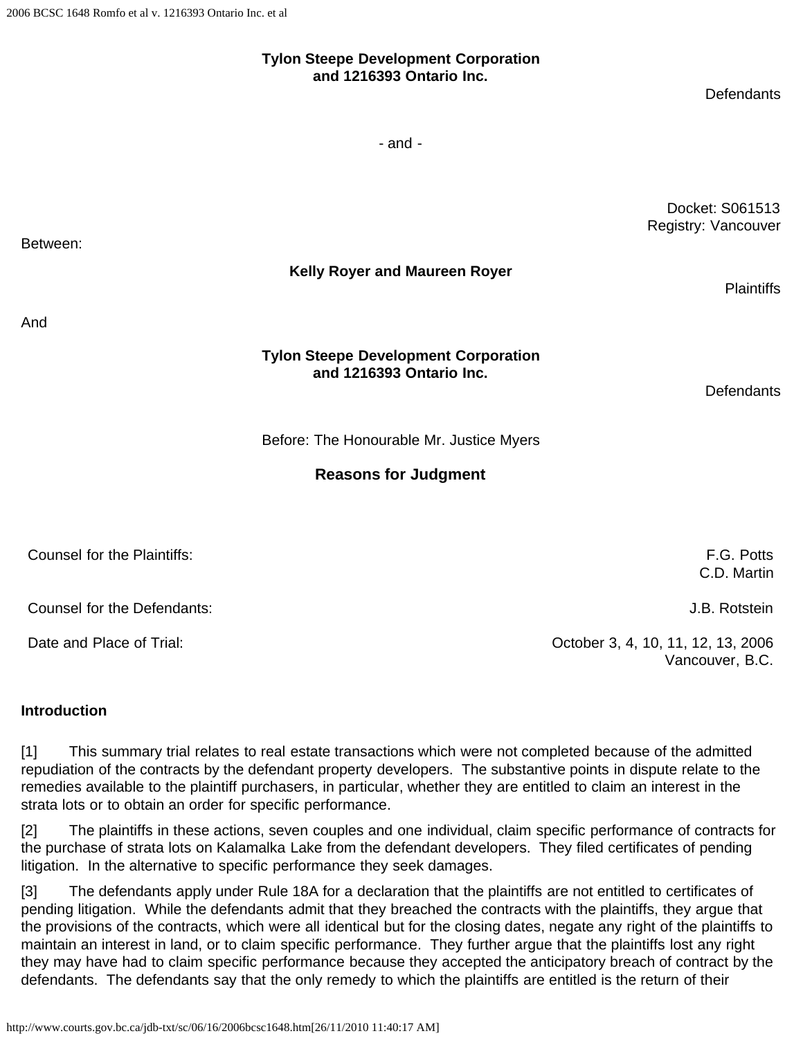**Tylon Steepe Development Corporation and 1216393 Ontario Inc.**

Defendants

\- and -

Docket: S061513
Registry: Vancouver

Between:

**Kelly Royer and Maureen Royer**

Plaintiffs

And

**Tylon Steepe Development Corporation and 1216393 Ontario Inc.**

Defendants

Before: The Honourable Mr. Justice Myers

**Reasons for Judgment**

| | |
|---|---|
| Counsel for the Plaintiffs: | F.G. Potts<br>C.D. Martin |
| Counsel for the Defendants: | J.B. Rotstein |
| Date and Place of Trial: | October 3, 4, 10, 11, 12, 13, 2006<br>Vancouver, B.C. |

**Introduction**

[1] This summary trial relates to real estate transactions which were not completed because of the admitted repudiation of the contracts by the defendant property developers. The substantive points in dispute relate to the remedies available to the plaintiff purchasers, in particular, whether they are entitled to claim an interest in the strata lots or to obtain an order for specific performance.

[2] The plaintiffs in these actions, seven couples and one individual, claim specific performance of contracts for the purchase of strata lots on Kalamalka Lake from the defendant developers. They filed certificates of pending litigation. In the alternative to specific performance they seek damages.

[3] The defendants apply under Rule 18A for a declaration that the plaintiffs are not entitled to certificates of pending litigation. While the defendants admit that they breached the contracts with the plaintiffs, they argue that the provisions of the contracts, which were all identical but for the closing dates, negate any right of the plaintiffs to maintain an interest in land, or to claim specific performance. They further argue that the plaintiffs lost any right they may have had to claim specific performance because they accepted the anticipatory breach of contract by the defendants. The defendants say that the only remedy to which the plaintiffs are entitled is the return of their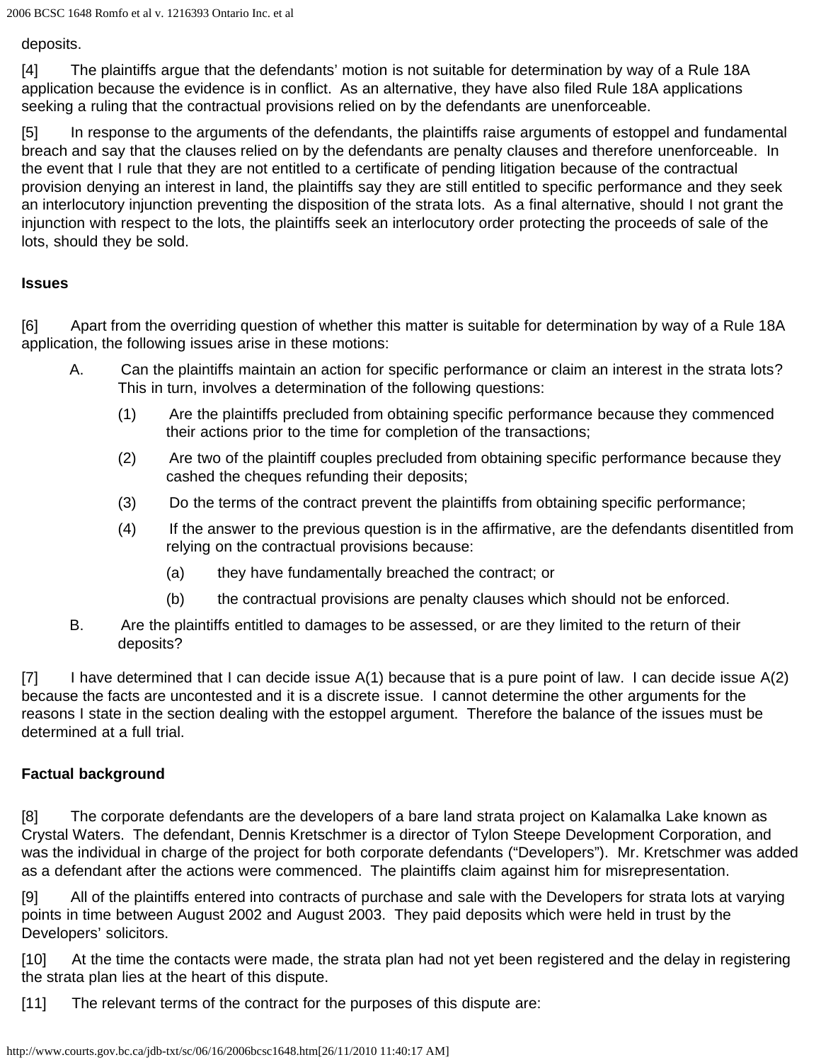deposits.

[4]  The plaintiffs argue that the defendants' motion is not suitable for determination by way of a Rule 18A application because the evidence is in conflict. As an alternative, they have also filed Rule 18A applications seeking a ruling that the contractual provisions relied on by the defendants are unenforceable.

[5]  In response to the arguments of the defendants, the plaintiffs raise arguments of estoppel and fundamental breach and say that the clauses relied on by the defendants are penalty clauses and therefore unenforceable. In the event that I rule that they are not entitled to a certificate of pending litigation because of the contractual provision denying an interest in land, the plaintiffs say they are still entitled to specific performance and they seek an interlocutory injunction preventing the disposition of the strata lots. As a final alternative, should I not grant the injunction with respect to the lots, the plaintiffs seek an interlocutory order protecting the proceeds of sale of the lots, should they be sold.

**Issues**

[6]  Apart from the overriding question of whether this matter is suitable for determination by way of a Rule 18A application, the following issues arise in these motions:

A. Can the plaintiffs maintain an action for specific performance or claim an interest in the strata lots? This in turn, involves a determination of the following questions:

   (1) Are the plaintiffs precluded from obtaining specific performance because they commenced their actions prior to the time for completion of the transactions;

   (2) Are two of the plaintiff couples precluded from obtaining specific performance because they cashed the cheques refunding their deposits;

   (3) Do the terms of the contract prevent the plaintiffs from obtaining specific performance;

   (4) If the answer to the previous question is in the affirmative, are the defendants disentitled from relying on the contractual provisions because:

      (a) they have fundamentally breached the contract; or

      (b) the contractual provisions are penalty clauses which should not be enforced.

B. Are the plaintiffs entitled to damages to be assessed, or are they limited to the return of their deposits?

[7]  I have determined that I can decide issue A(1) because that is a pure point of law. I can decide issue A(2) because the facts are uncontested and it is a discrete issue. I cannot determine the other arguments for the reasons I state in the section dealing with the estoppel argument. Therefore the balance of the issues must be determined at a full trial.

**Factual background**

[8]  The corporate defendants are the developers of a bare land strata project on Kalamalka Lake known as Crystal Waters. The defendant, Dennis Kretschmer is a director of Tylon Steepe Development Corporation, and was the individual in charge of the project for both corporate defendants ("Developers"). Mr. Kretschmer was added as a defendant after the actions were commenced. The plaintiffs claim against him for misrepresentation.

[9]  All of the plaintiffs entered into contracts of purchase and sale with the Developers for strata lots at varying points in time between August 2002 and August 2003. They paid deposits which were held in trust by the Developers' solicitors.

[10]  At the time the contacts were made, the strata plan had not yet been registered and the delay in registering the strata plan lies at the heart of this dispute.

[11]  The relevant terms of the contract for the purposes of this dispute are: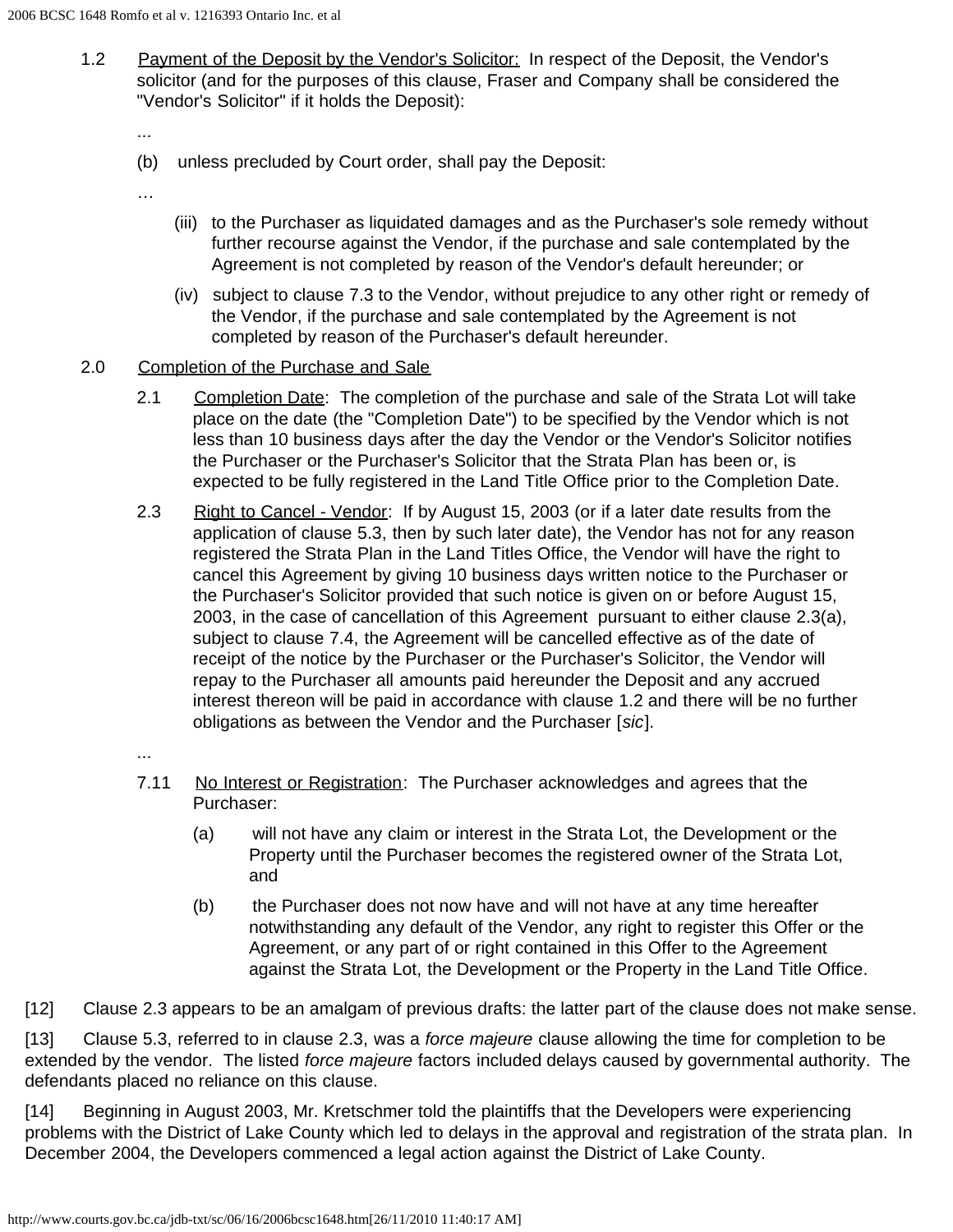1.2 Payment of the Deposit by the Vendor's Solicitor: In respect of the Deposit, the Vendor's solicitor (and for the purposes of this clause, Fraser and Company shall be considered the "Vendor's Solicitor" if it holds the Deposit):

...

(b) unless precluded by Court order, shall pay the Deposit:

…

(iii) to the Purchaser as liquidated damages and as the Purchaser's sole remedy without further recourse against the Vendor, if the purchase and sale contemplated by the Agreement is not completed by reason of the Vendor's default hereunder; or

(iv) subject to clause 7.3 to the Vendor, without prejudice to any other right or remedy of the Vendor, if the purchase and sale contemplated by the Agreement is not completed by reason of the Purchaser's default hereunder.

2.0 Completion of the Purchase and Sale

2.1 Completion Date: The completion of the purchase and sale of the Strata Lot will take place on the date (the "Completion Date") to be specified by the Vendor which is not less than 10 business days after the day the Vendor or the Vendor's Solicitor notifies the Purchaser or the Purchaser's Solicitor that the Strata Plan has been or, is expected to be fully registered in the Land Title Office prior to the Completion Date.

2.3 Right to Cancel - Vendor: If by August 15, 2003 (or if a later date results from the application of clause 5.3, then by such later date), the Vendor has not for any reason registered the Strata Plan in the Land Titles Office, the Vendor will have the right to cancel this Agreement by giving 10 business days written notice to the Purchaser or the Purchaser's Solicitor provided that such notice is given on or before August 15, 2003, in the case of cancellation of this Agreement pursuant to either clause 2.3(a), subject to clause 7.4, the Agreement will be cancelled effective as of the date of receipt of the notice by the Purchaser or the Purchaser's Solicitor, the Vendor will repay to the Purchaser all amounts paid hereunder the Deposit and any accrued interest thereon will be paid in accordance with clause 1.2 and there will be no further obligations as between the Vendor and the Purchaser [*sic*].

...

7.11 No Interest or Registration: The Purchaser acknowledges and agrees that the Purchaser:

(a) will not have any claim or interest in the Strata Lot, the Development or the Property until the Purchaser becomes the registered owner of the Strata Lot, and

(b) the Purchaser does not now have and will not have at any time hereafter notwithstanding any default of the Vendor, any right to register this Offer or the Agreement, or any part of or right contained in this Offer to the Agreement against the Strata Lot, the Development or the Property in the Land Title Office.

[12] Clause 2.3 appears to be an amalgam of previous drafts: the latter part of the clause does not make sense.

[13] Clause 5.3, referred to in clause 2.3, was a *force majeure* clause allowing the time for completion to be extended by the vendor. The listed *force majeure* factors included delays caused by governmental authority. The defendants placed no reliance on this clause.

[14] Beginning in August 2003, Mr. Kretschmer told the plaintiffs that the Developers were experiencing problems with the District of Lake County which led to delays in the approval and registration of the strata plan. In December 2004, the Developers commenced a legal action against the District of Lake County.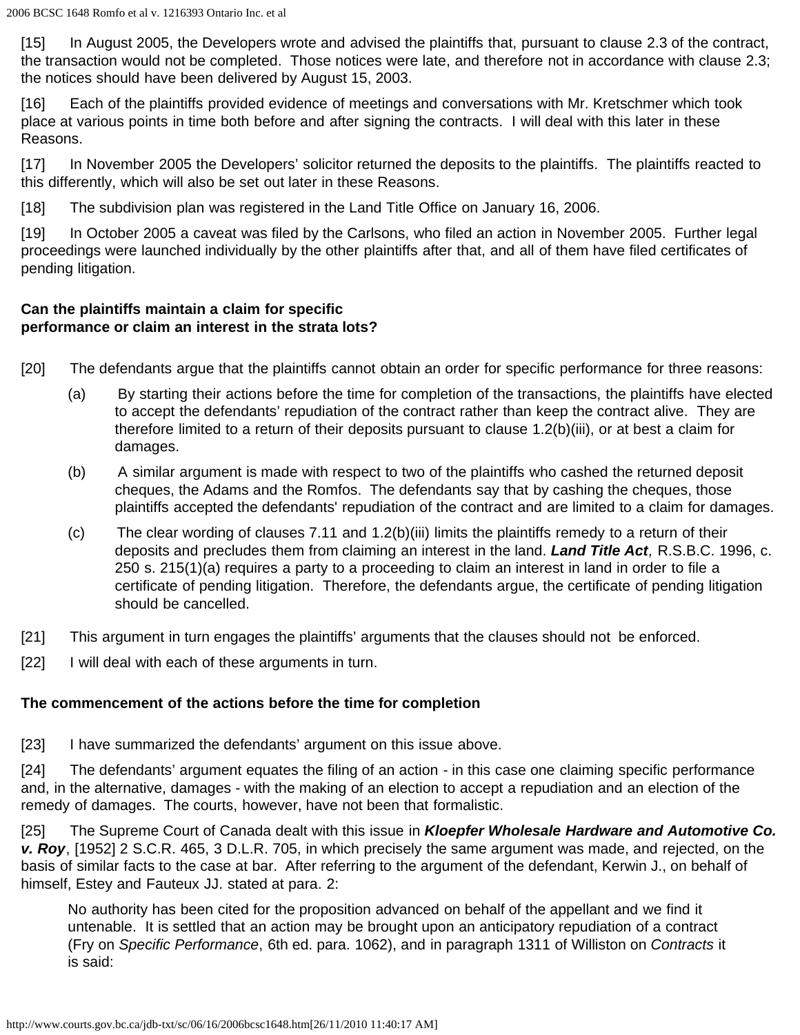[15] In August 2005, the Developers wrote and advised the plaintiffs that, pursuant to clause 2.3 of the contract, the transaction would not be completed. Those notices were late, and therefore not in accordance with clause 2.3; the notices should have been delivered by August 15, 2003.

[16] Each of the plaintiffs provided evidence of meetings and conversations with Mr. Kretschmer which took place at various points in time both before and after signing the contracts. I will deal with this later in these Reasons.

[17] In November 2005 the Developers' solicitor returned the deposits to the plaintiffs. The plaintiffs reacted to this differently, which will also be set out later in these Reasons.

[18] The subdivision plan was registered in the Land Title Office on January 16, 2006.

[19] In October 2005 a caveat was filed by the Carlsons, who filed an action in November 2005. Further legal proceedings were launched individually by the other plaintiffs after that, and all of them have filed certificates of pending litigation.

**Can the plaintiffs maintain a claim for specific performance or claim an interest in the strata lots?**

[20] The defendants argue that the plaintiffs cannot obtain an order for specific performance for three reasons:

(a) By starting their actions before the time for completion of the transactions, the plaintiffs have elected to accept the defendants' repudiation of the contract rather than keep the contract alive. They are therefore limited to a return of their deposits pursuant to clause 1.2(b)(iii), or at best a claim for damages.

(b) A similar argument is made with respect to two of the plaintiffs who cashed the returned deposit cheques, the Adams and the Romfos. The defendants say that by cashing the cheques, those plaintiffs accepted the defendants' repudiation of the contract and are limited to a claim for damages.

(c) The clear wording of clauses 7.11 and 1.2(b)(iii) limits the plaintiffs remedy to a return of their deposits and precludes them from claiming an interest in the land. ***Land Title Act***, R.S.B.C. 1996, c. 250 s. 215(1)(a) requires a party to a proceeding to claim an interest in land in order to file a certificate of pending litigation. Therefore, the defendants argue, the certificate of pending litigation should be cancelled.

[21] This argument in turn engages the plaintiffs' arguments that the clauses should not be enforced.

[22] I will deal with each of these arguments in turn.

**The commencement of the actions before the time for completion**

[23] I have summarized the defendants' argument on this issue above.

[24] The defendants' argument equates the filing of an action - in this case one claiming specific performance and, in the alternative, damages - with the making of an election to accept a repudiation and an election of the remedy of damages. The courts, however, have not been that formalistic.

[25] The Supreme Court of Canada dealt with this issue in ***Kloepfer Wholesale Hardware and Automotive Co. v. Roy***, [1952] 2 S.C.R. 465, 3 D.L.R. 705, in which precisely the same argument was made, and rejected, on the basis of similar facts to the case at bar. After referring to the argument of the defendant, Kerwin J., on behalf of himself, Estey and Fauteux JJ. stated at para. 2:

> No authority has been cited for the proposition advanced on behalf of the appellant and we find it untenable. It is settled that an action may be brought upon an anticipatory repudiation of a contract (Fry on *Specific Performance*, 6th ed. para. 1062), and in paragraph 1311 of Williston on *Contracts* it is said: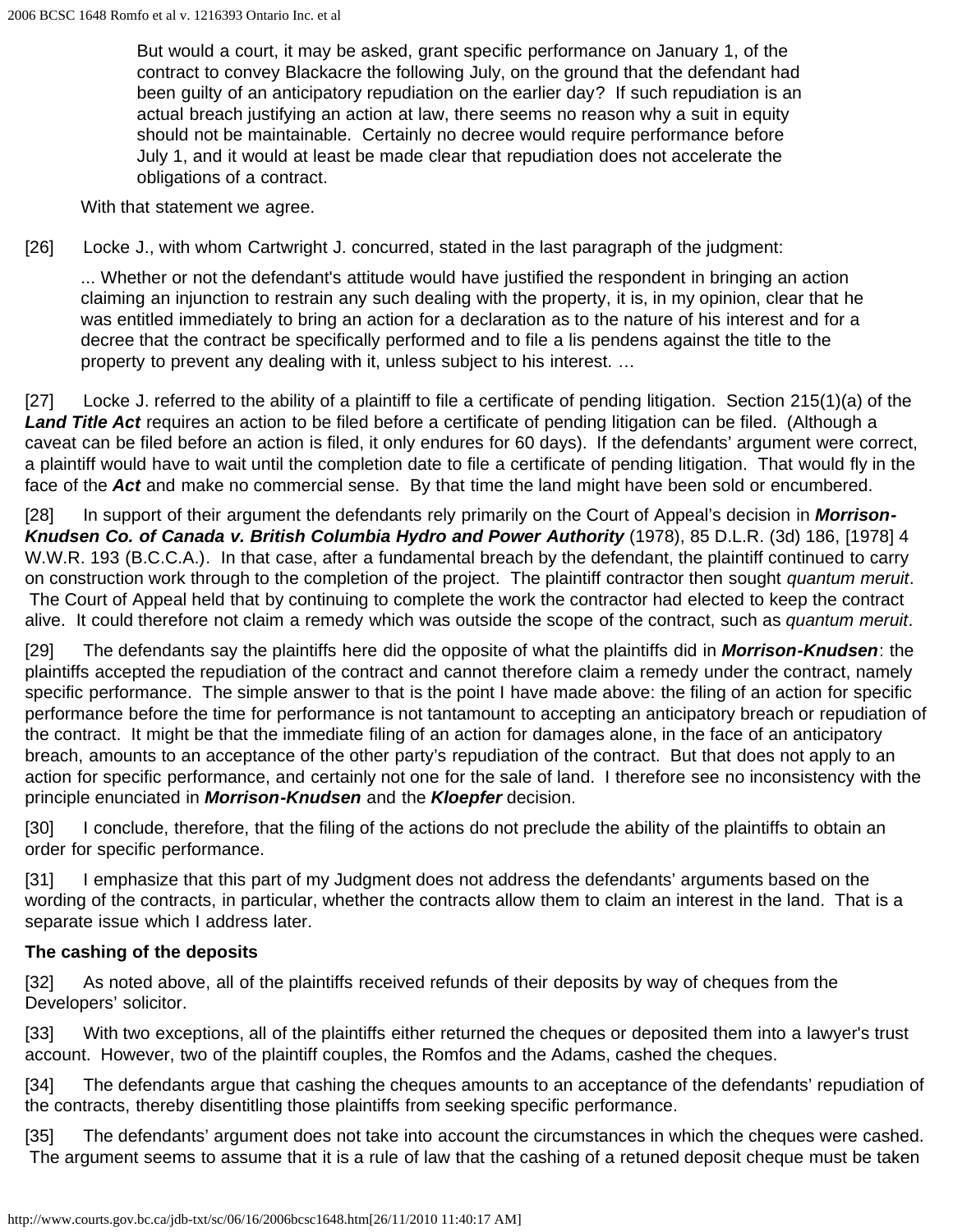> But would a court, it may be asked, grant specific performance on January 1, of the contract to convey Blackacre the following July, on the ground that the defendant had been guilty of an anticipatory repudiation on the earlier day? If such repudiation is an actual breach justifying an action at law, there seems no reason why a suit in equity should not be maintainable. Certainly no decree would require performance before July 1, and it would at least be made clear that repudiation does not accelerate the obligations of a contract.

With that statement we agree.

[26] Locke J., with whom Cartwright J. concurred, stated in the last paragraph of the judgment:

> ... Whether or not the defendant's attitude would have justified the respondent in bringing an action claiming an injunction to restrain any such dealing with the property, it is, in my opinion, clear that he was entitled immediately to bring an action for a declaration as to the nature of his interest and for a decree that the contract be specifically performed and to file a lis pendens against the title to the property to prevent any dealing with it, unless subject to his interest. …

[27] Locke J. referred to the ability of a plaintiff to file a certificate of pending litigation. Section 215(1)(a) of the ***Land Title Act*** requires an action to be filed before a certificate of pending litigation can be filed. (Although a caveat can be filed before an action is filed, it only endures for 60 days). If the defendants' argument were correct, a plaintiff would have to wait until the completion date to file a certificate of pending litigation. That would fly in the face of the ***Act*** and make no commercial sense. By that time the land might have been sold or encumbered.

[28] In support of their argument the defendants rely primarily on the Court of Appeal's decision in ***Morrison-Knudsen Co. of Canada v. British Columbia Hydro and Power Authority*** (1978), 85 D.L.R. (3d) 186, [1978] 4 W.W.R. 193 (B.C.C.A.). In that case, after a fundamental breach by the defendant, the plaintiff continued to carry on construction work through to the completion of the project. The plaintiff contractor then sought *quantum meruit*. The Court of Appeal held that by continuing to complete the work the contractor had elected to keep the contract alive. It could therefore not claim a remedy which was outside the scope of the contract, such as *quantum meruit*.

[29] The defendants say the plaintiffs here did the opposite of what the plaintiffs did in ***Morrison-Knudsen***: the plaintiffs accepted the repudiation of the contract and cannot therefore claim a remedy under the contract, namely specific performance. The simple answer to that is the point I have made above: the filing of an action for specific performance before the time for performance is not tantamount to accepting an anticipatory breach or repudiation of the contract. It might be that the immediate filing of an action for damages alone, in the face of an anticipatory breach, amounts to an acceptance of the other party's repudiation of the contract. But that does not apply to an action for specific performance, and certainly not one for the sale of land. I therefore see no inconsistency with the principle enunciated in ***Morrison-Knudsen*** and the ***Kloepfer*** decision.

[30] I conclude, therefore, that the filing of the actions do not preclude the ability of the plaintiffs to obtain an order for specific performance.

[31] I emphasize that this part of my Judgment does not address the defendants' arguments based on the wording of the contracts, in particular, whether the contracts allow them to claim an interest in the land. That is a separate issue which I address later.

**The cashing of the deposits**

[32] As noted above, all of the plaintiffs received refunds of their deposits by way of cheques from the Developers' solicitor.

[33] With two exceptions, all of the plaintiffs either returned the cheques or deposited them into a lawyer's trust account. However, two of the plaintiff couples, the Romfos and the Adams, cashed the cheques.

[34] The defendants argue that cashing the cheques amounts to an acceptance of the defendants' repudiation of the contracts, thereby disentitling those plaintiffs from seeking specific performance.

[35] The defendants' argument does not take into account the circumstances in which the cheques were cashed. The argument seems to assume that it is a rule of law that the cashing of a retuned deposit cheque must be taken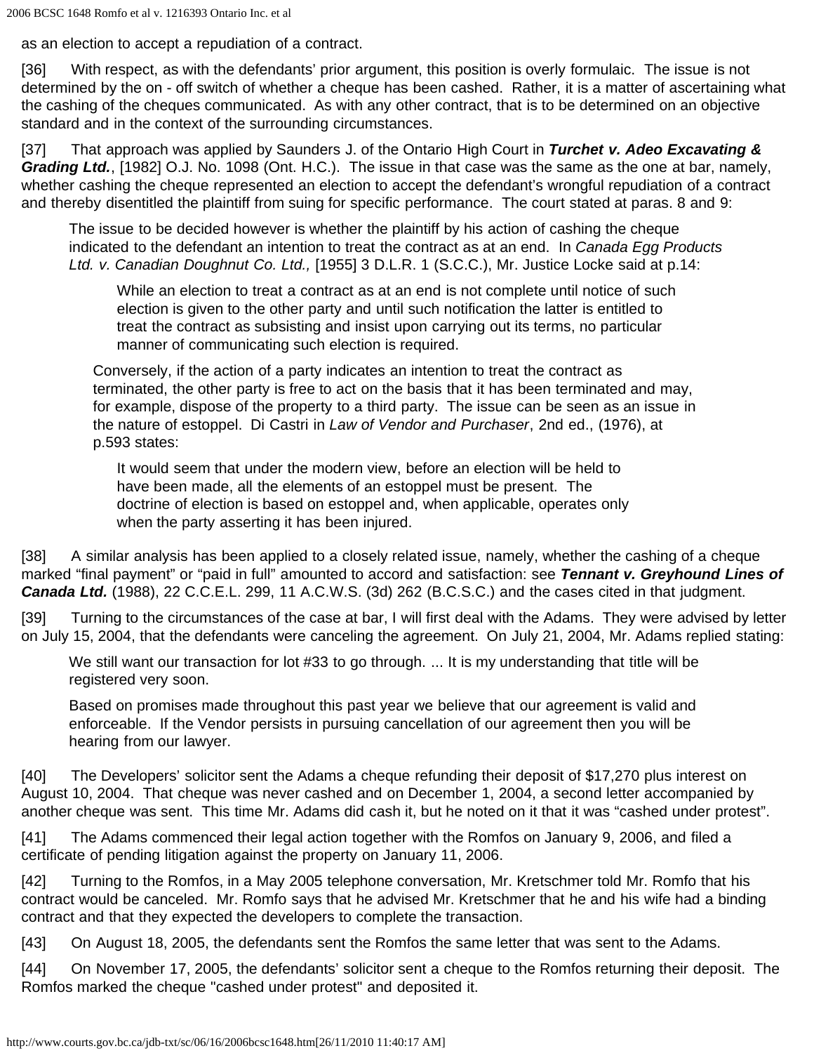as an election to accept a repudiation of a contract.

[36] With respect, as with the defendants' prior argument, this position is overly formulaic. The issue is not determined by the on - off switch of whether a cheque has been cashed. Rather, it is a matter of ascertaining what the cashing of the cheques communicated. As with any other contract, that is to be determined on an objective standard and in the context of the surrounding circumstances.

[37] That approach was applied by Saunders J. of the Ontario High Court in ***Turchet v. Adeo Excavating & Grading Ltd.***, [1982] O.J. No. 1098 (Ont. H.C.). The issue in that case was the same as the one at bar, namely, whether cashing the cheque represented an election to accept the defendant's wrongful repudiation of a contract and thereby disentitled the plaintiff from suing for specific performance. The court stated at paras. 8 and 9:

> The issue to be decided however is whether the plaintiff by his action of cashing the cheque indicated to the defendant an intention to treat the contract as at an end. In *Canada Egg Products Ltd. v. Canadian Doughnut Co. Ltd.,* [1955] 3 D.L.R. 1 (S.C.C.), Mr. Justice Locke said at p.14:
>
> > While an election to treat a contract as at an end is not complete until notice of such election is given to the other party and until such notification the latter is entitled to treat the contract as subsisting and insist upon carrying out its terms, no particular manner of communicating such election is required.
>
> Conversely, if the action of a party indicates an intention to treat the contract as terminated, the other party is free to act on the basis that it has been terminated and may, for example, dispose of the property to a third party. The issue can be seen as an issue in the nature of estoppel. Di Castri in *Law of Vendor and Purchaser*, 2nd ed., (1976), at p.593 states:
>
> > It would seem that under the modern view, before an election will be held to have been made, all the elements of an estoppel must be present. The doctrine of election is based on estoppel and, when applicable, operates only when the party asserting it has been injured.

[38] A similar analysis has been applied to a closely related issue, namely, whether the cashing of a cheque marked "final payment" or "paid in full" amounted to accord and satisfaction: see ***Tennant v. Greyhound Lines of Canada Ltd.*** (1988), 22 C.C.E.L. 299, 11 A.C.W.S. (3d) 262 (B.C.S.C.) and the cases cited in that judgment.

[39] Turning to the circumstances of the case at bar, I will first deal with the Adams. They were advised by letter on July 15, 2004, that the defendants were canceling the agreement. On July 21, 2004, Mr. Adams replied stating:

> We still want our transaction for lot #33 to go through. ... It is my understanding that title will be registered very soon.
>
> Based on promises made throughout this past year we believe that our agreement is valid and enforceable. If the Vendor persists in pursuing cancellation of our agreement then you will be hearing from our lawyer.

[40] The Developers' solicitor sent the Adams a cheque refunding their deposit of $17,270 plus interest on August 10, 2004. That cheque was never cashed and on December 1, 2004, a second letter accompanied by another cheque was sent. This time Mr. Adams did cash it, but he noted on it that it was "cashed under protest".

[41] The Adams commenced their legal action together with the Romfos on January 9, 2006, and filed a certificate of pending litigation against the property on January 11, 2006.

[42] Turning to the Romfos, in a May 2005 telephone conversation, Mr. Kretschmer told Mr. Romfo that his contract would be canceled. Mr. Romfo says that he advised Mr. Kretschmer that he and his wife had a binding contract and that they expected the developers to complete the transaction.

[43] On August 18, 2005, the defendants sent the Romfos the same letter that was sent to the Adams.

[44] On November 17, 2005, the defendants' solicitor sent a cheque to the Romfos returning their deposit. The Romfos marked the cheque "cashed under protest" and deposited it.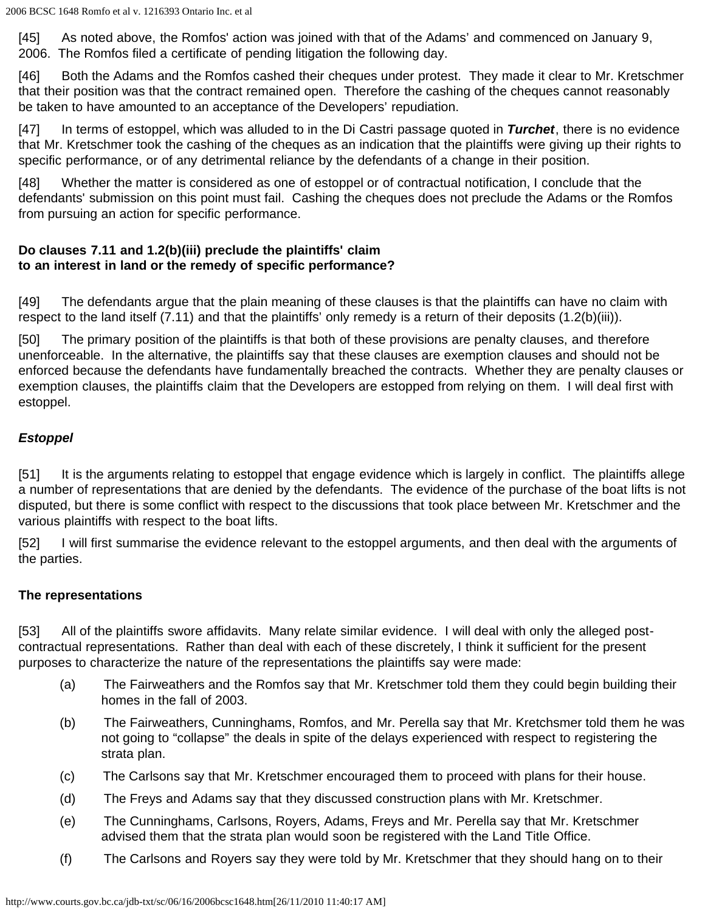[45] As noted above, the Romfos' action was joined with that of the Adams' and commenced on January 9, 2006. The Romfos filed a certificate of pending litigation the following day.

[46] Both the Adams and the Romfos cashed their cheques under protest. They made it clear to Mr. Kretschmer that their position was that the contract remained open. Therefore the cashing of the cheques cannot reasonably be taken to have amounted to an acceptance of the Developers' repudiation.

[47] In terms of estoppel, which was alluded to in the Di Castri passage quoted in ***Turchet***, there is no evidence that Mr. Kretschmer took the cashing of the cheques as an indication that the plaintiffs were giving up their rights to specific performance, or of any detrimental reliance by the defendants of a change in their position.

[48] Whether the matter is considered as one of estoppel or of contractual notification, I conclude that the defendants' submission on this point must fail. Cashing the cheques does not preclude the Adams or the Romfos from pursuing an action for specific performance.

**Do clauses 7.11 and 1.2(b)(iii) preclude the plaintiffs' claim to an interest in land or the remedy of specific performance?**

[49] The defendants argue that the plain meaning of these clauses is that the plaintiffs can have no claim with respect to the land itself (7.11) and that the plaintiffs' only remedy is a return of their deposits (1.2(b)(iii)).

[50] The primary position of the plaintiffs is that both of these provisions are penalty clauses, and therefore unenforceable. In the alternative, the plaintiffs say that these clauses are exemption clauses and should not be enforced because the defendants have fundamentally breached the contracts. Whether they are penalty clauses or exemption clauses, the plaintiffs claim that the Developers are estopped from relying on them. I will deal first with estoppel.

***Estoppel***

[51] It is the arguments relating to estoppel that engage evidence which is largely in conflict. The plaintiffs allege a number of representations that are denied by the defendants. The evidence of the purchase of the boat lifts is not disputed, but there is some conflict with respect to the discussions that took place between Mr. Kretschmer and the various plaintiffs with respect to the boat lifts.

[52] I will first summarise the evidence relevant to the estoppel arguments, and then deal with the arguments of the parties.

**The representations**

[53] All of the plaintiffs swore affidavits. Many relate similar evidence. I will deal with only the alleged post-contractual representations. Rather than deal with each of these discretely, I think it sufficient for the present purposes to characterize the nature of the representations the plaintiffs say were made:

(a) The Fairweathers and the Romfos say that Mr. Kretschmer told them they could begin building their homes in the fall of 2003.

(b) The Fairweathers, Cunninghams, Romfos, and Mr. Perella say that Mr. Kretchsmer told them he was not going to "collapse" the deals in spite of the delays experienced with respect to registering the strata plan.

(c) The Carlsons say that Mr. Kretschmer encouraged them to proceed with plans for their house.

(d) The Freys and Adams say that they discussed construction plans with Mr. Kretschmer.

(e) The Cunninghams, Carlsons, Royers, Adams, Freys and Mr. Perella say that Mr. Kretschmer advised them that the strata plan would soon be registered with the Land Title Office.

(f) The Carlsons and Royers say they were told by Mr. Kretschmer that they should hang on to their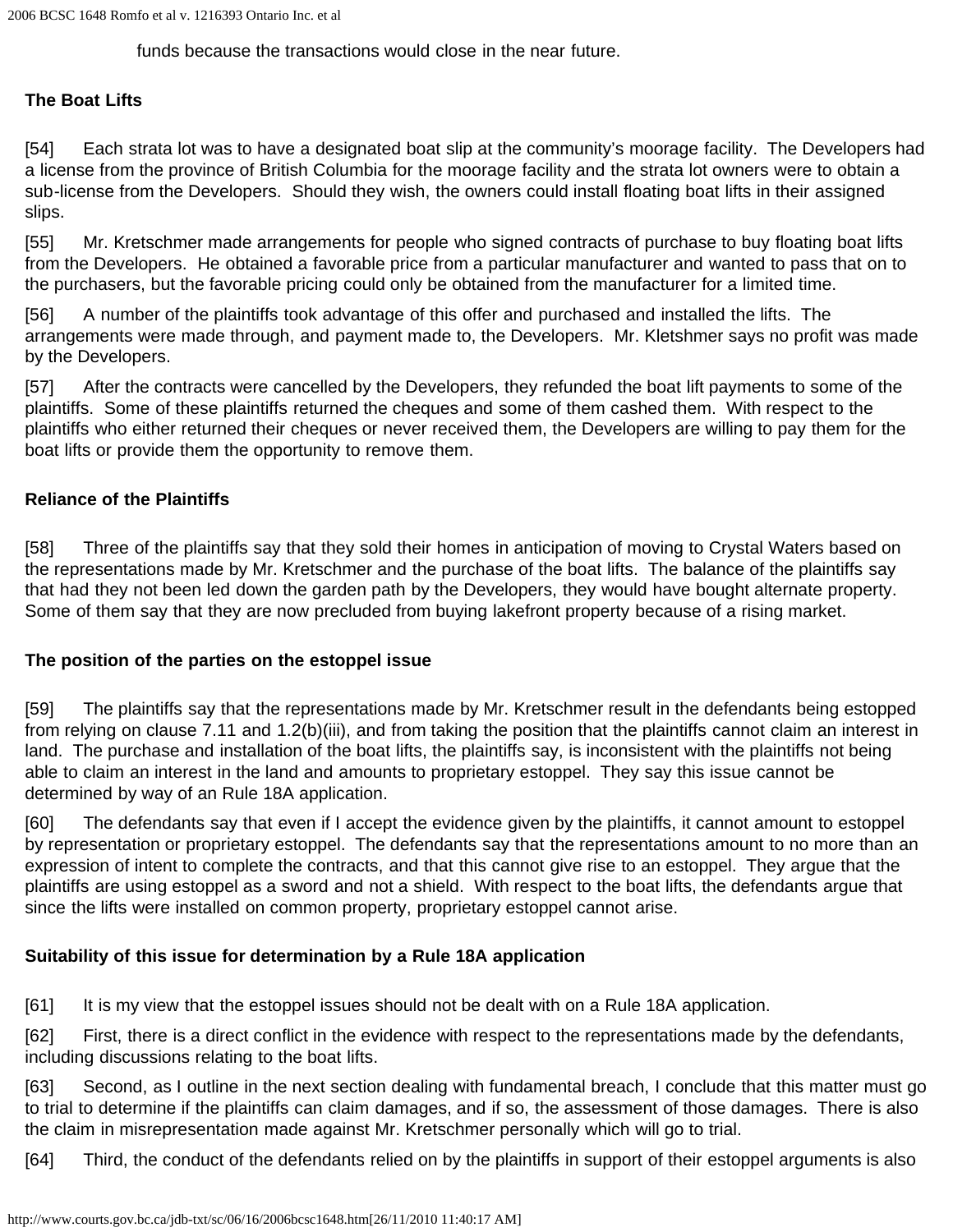funds because the transactions would close in the near future.

**The Boat Lifts**

[54] Each strata lot was to have a designated boat slip at the community's moorage facility. The Developers had a license from the province of British Columbia for the moorage facility and the strata lot owners were to obtain a sub-license from the Developers. Should they wish, the owners could install floating boat lifts in their assigned slips.

[55] Mr. Kretschmer made arrangements for people who signed contracts of purchase to buy floating boat lifts from the Developers. He obtained a favorable price from a particular manufacturer and wanted to pass that on to the purchasers, but the favorable pricing could only be obtained from the manufacturer for a limited time.

[56] A number of the plaintiffs took advantage of this offer and purchased and installed the lifts. The arrangements were made through, and payment made to, the Developers. Mr. Kletshmer says no profit was made by the Developers.

[57] After the contracts were cancelled by the Developers, they refunded the boat lift payments to some of the plaintiffs. Some of these plaintiffs returned the cheques and some of them cashed them. With respect to the plaintiffs who either returned their cheques or never received them, the Developers are willing to pay them for the boat lifts or provide them the opportunity to remove them.

**Reliance of the Plaintiffs**

[58] Three of the plaintiffs say that they sold their homes in anticipation of moving to Crystal Waters based on the representations made by Mr. Kretschmer and the purchase of the boat lifts. The balance of the plaintiffs say that had they not been led down the garden path by the Developers, they would have bought alternate property. Some of them say that they are now precluded from buying lakefront property because of a rising market.

**The position of the parties on the estoppel issue**

[59] The plaintiffs say that the representations made by Mr. Kretschmer result in the defendants being estopped from relying on clause 7.11 and 1.2(b)(iii), and from taking the position that the plaintiffs cannot claim an interest in land. The purchase and installation of the boat lifts, the plaintiffs say, is inconsistent with the plaintiffs not being able to claim an interest in the land and amounts to proprietary estoppel. They say this issue cannot be determined by way of an Rule 18A application.

[60] The defendants say that even if I accept the evidence given by the plaintiffs, it cannot amount to estoppel by representation or proprietary estoppel. The defendants say that the representations amount to no more than an expression of intent to complete the contracts, and that this cannot give rise to an estoppel. They argue that the plaintiffs are using estoppel as a sword and not a shield. With respect to the boat lifts, the defendants argue that since the lifts were installed on common property, proprietary estoppel cannot arise.

**Suitability of this issue for determination by a Rule 18A application**

[61] It is my view that the estoppel issues should not be dealt with on a Rule 18A application.

[62] First, there is a direct conflict in the evidence with respect to the representations made by the defendants, including discussions relating to the boat lifts.

[63] Second, as I outline in the next section dealing with fundamental breach, I conclude that this matter must go to trial to determine if the plaintiffs can claim damages, and if so, the assessment of those damages. There is also the claim in misrepresentation made against Mr. Kretschmer personally which will go to trial.

[64] Third, the conduct of the defendants relied on by the plaintiffs in support of their estoppel arguments is also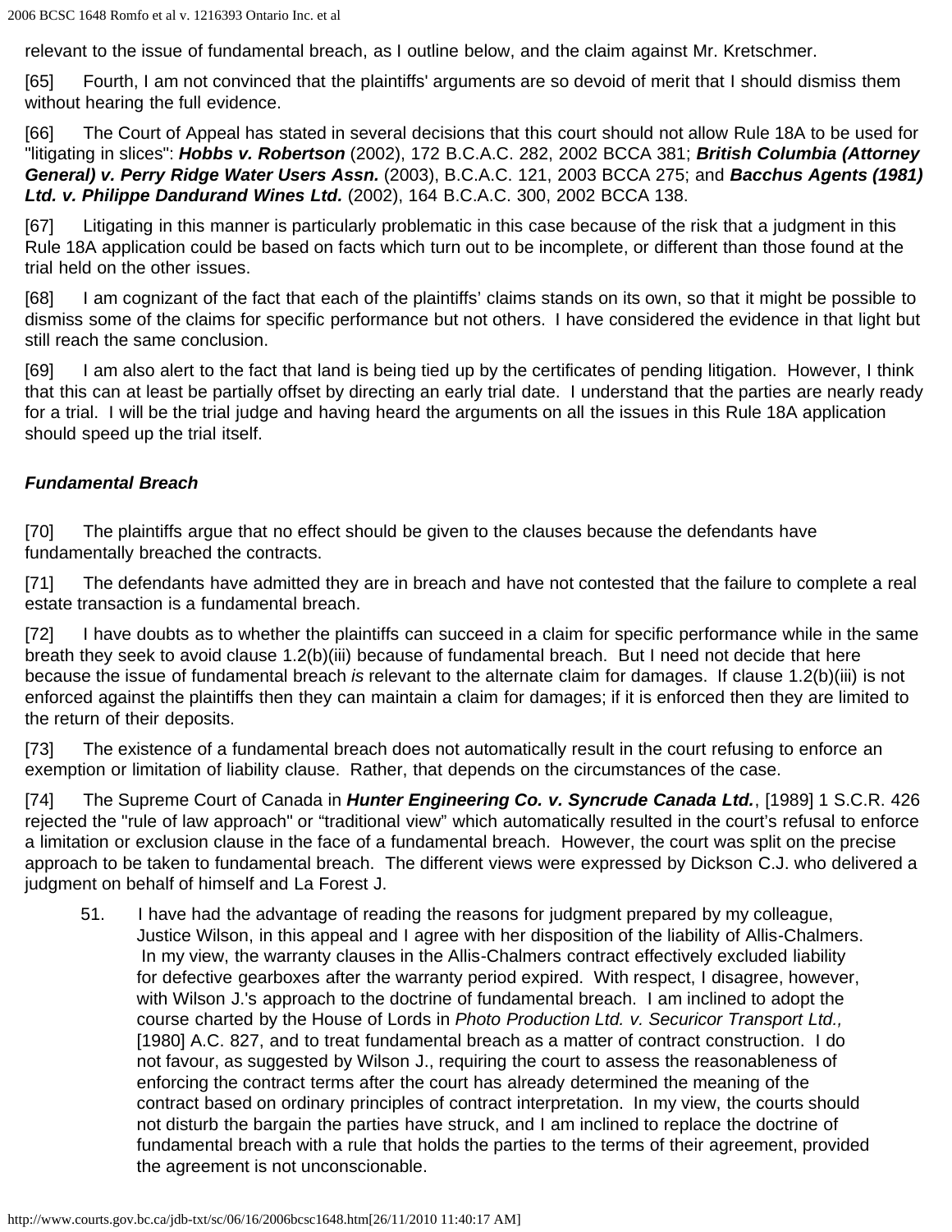relevant to the issue of fundamental breach, as I outline below, and the claim against Mr. Kretschmer.

[65] Fourth, I am not convinced that the plaintiffs' arguments are so devoid of merit that I should dismiss them without hearing the full evidence.

[66] The Court of Appeal has stated in several decisions that this court should not allow Rule 18A to be used for "litigating in slices": ***Hobbs v. Robertson*** (2002), 172 B.C.A.C. 282, 2002 BCCA 381; ***British Columbia (Attorney General) v. Perry Ridge Water Users Assn.*** (2003), B.C.A.C. 121, 2003 BCCA 275; and ***Bacchus Agents (1981) Ltd. v. Philippe Dandurand Wines Ltd.*** (2002), 164 B.C.A.C. 300, 2002 BCCA 138.

[67] Litigating in this manner is particularly problematic in this case because of the risk that a judgment in this Rule 18A application could be based on facts which turn out to be incomplete, or different than those found at the trial held on the other issues.

[68] I am cognizant of the fact that each of the plaintiffs' claims stands on its own, so that it might be possible to dismiss some of the claims for specific performance but not others. I have considered the evidence in that light but still reach the same conclusion.

[69] I am also alert to the fact that land is being tied up by the certificates of pending litigation. However, I think that this can at least be partially offset by directing an early trial date. I understand that the parties are nearly ready for a trial. I will be the trial judge and having heard the arguments on all the issues in this Rule 18A application should speed up the trial itself.

### ***Fundamental Breach***

[70] The plaintiffs argue that no effect should be given to the clauses because the defendants have fundamentally breached the contracts.

[71] The defendants have admitted they are in breach and have not contested that the failure to complete a real estate transaction is a fundamental breach.

[72] I have doubts as to whether the plaintiffs can succeed in a claim for specific performance while in the same breath they seek to avoid clause 1.2(b)(iii) because of fundamental breach. But I need not decide that here because the issue of fundamental breach *is* relevant to the alternate claim for damages. If clause 1.2(b)(iii) is not enforced against the plaintiffs then they can maintain a claim for damages; if it is enforced then they are limited to the return of their deposits.

[73] The existence of a fundamental breach does not automatically result in the court refusing to enforce an exemption or limitation of liability clause. Rather, that depends on the circumstances of the case.

[74] The Supreme Court of Canada in ***Hunter Engineering Co. v. Syncrude Canada Ltd.***, [1989] 1 S.C.R. 426 rejected the "rule of law approach" or "traditional view" which automatically resulted in the court's refusal to enforce a limitation or exclusion clause in the face of a fundamental breach. However, the court was split on the precise approach to be taken to fundamental breach. The different views were expressed by Dickson C.J. who delivered a judgment on behalf of himself and La Forest J.

> 51. I have had the advantage of reading the reasons for judgment prepared by my colleague, Justice Wilson, in this appeal and I agree with her disposition of the liability of Allis-Chalmers. In my view, the warranty clauses in the Allis-Chalmers contract effectively excluded liability for defective gearboxes after the warranty period expired. With respect, I disagree, however, with Wilson J.'s approach to the doctrine of fundamental breach. I am inclined to adopt the course charted by the House of Lords in *Photo Production Ltd. v. Securicor Transport Ltd.,* [1980] A.C. 827, and to treat fundamental breach as a matter of contract construction. I do not favour, as suggested by Wilson J., requiring the court to assess the reasonableness of enforcing the contract terms after the court has already determined the meaning of the contract based on ordinary principles of contract interpretation. In my view, the courts should not disturb the bargain the parties have struck, and I am inclined to replace the doctrine of fundamental breach with a rule that holds the parties to the terms of their agreement, provided the agreement is not unconscionable.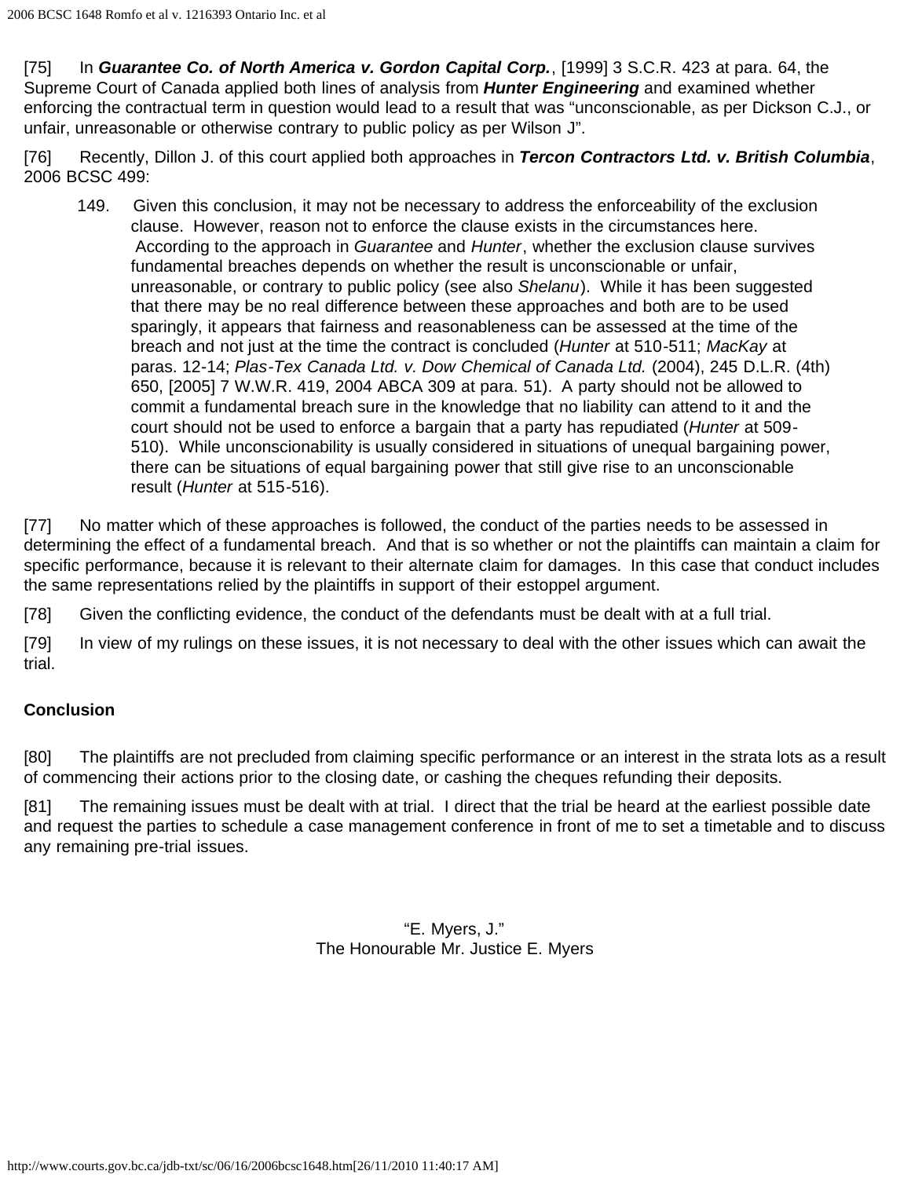[75] In ***Guarantee Co. of North America v. Gordon Capital Corp.***, [1999] 3 S.C.R. 423 at para. 64, the Supreme Court of Canada applied both lines of analysis from ***Hunter Engineering*** and examined whether enforcing the contractual term in question would lead to a result that was "unconscionable, as per Dickson C.J., or unfair, unreasonable or otherwise contrary to public policy as per Wilson J".

[76] Recently, Dillon J. of this court applied both approaches in ***Tercon Contractors Ltd. v. British Columbia***, 2006 BCSC 499:

> 149. Given this conclusion, it may not be necessary to address the enforceability of the exclusion clause. However, reason not to enforce the clause exists in the circumstances here. According to the approach in *Guarantee* and *Hunter*, whether the exclusion clause survives fundamental breaches depends on whether the result is unconscionable or unfair, unreasonable, or contrary to public policy (see also *Shelanu*). While it has been suggested that there may be no real difference between these approaches and both are to be used sparingly, it appears that fairness and reasonableness can be assessed at the time of the breach and not just at the time the contract is concluded (*Hunter* at 510-511; *MacKay* at paras. 12-14; *Plas-Tex Canada Ltd. v. Dow Chemical of Canada Ltd.* (2004), 245 D.L.R. (4th) 650, [2005] 7 W.W.R. 419, 2004 ABCA 309 at para. 51). A party should not be allowed to commit a fundamental breach sure in the knowledge that no liability can attend to it and the court should not be used to enforce a bargain that a party has repudiated (*Hunter* at 509-510). While unconscionability is usually considered in situations of unequal bargaining power, there can be situations of equal bargaining power that still give rise to an unconscionable result (*Hunter* at 515-516).

[77] No matter which of these approaches is followed, the conduct of the parties needs to be assessed in determining the effect of a fundamental breach. And that is so whether or not the plaintiffs can maintain a claim for specific performance, because it is relevant to their alternate claim for damages. In this case that conduct includes the same representations relied by the plaintiffs in support of their estoppel argument.

[78] Given the conflicting evidence, the conduct of the defendants must be dealt with at a full trial.

[79] In view of my rulings on these issues, it is not necessary to deal with the other issues which can await the trial.

**Conclusion**

[80] The plaintiffs are not precluded from claiming specific performance or an interest in the strata lots as a result of commencing their actions prior to the closing date, or cashing the cheques refunding their deposits.

[81] The remaining issues must be dealt with at trial. I direct that the trial be heard at the earliest possible date and request the parties to schedule a case management conference in front of me to set a timetable and to discuss any remaining pre-trial issues.

"E. Myers, J."
The Honourable Mr. Justice E. Myers